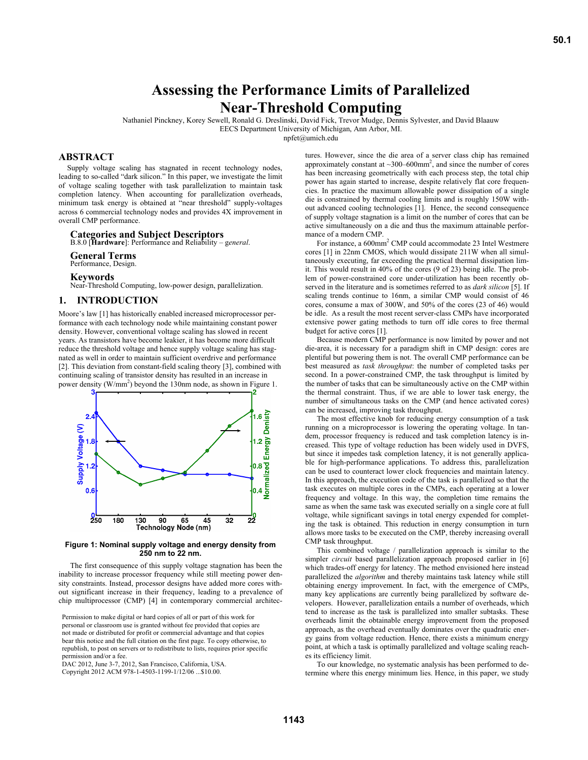# Assessing the Performance Limits of Parallelized Near-Threshold Computing

Nathaniel Pinckney, Korey Sewell, Ronald G. Dreslinski, David Fick, Trevor Mudge, Dennis Sylvester, and David Blaauw
EECS Department University of Michigan, Ann Arbor, MI.
npfet@umich.edu

## ABSTRACT

Supply voltage scaling has stagnated in recent technology nodes, leading to so-called "dark silicon." In this paper, we investigate the limit of voltage scaling together with task parallelization to maintain task completion latency. When accounting for parallelization overheads, minimum task energy is obtained at "near threshold" supply-voltages across 6 commercial technology nodes and provides 4X improvement in overall CMP performance.

### Categories and Subject Descriptors

B.8.0 [**Hardware**]: Performance and Reliability – *general*.

### General Terms

Performance, Design.

### Keywords

Near-Threshold Computing, low-power design, parallelization.

## 1. INTRODUCTION

Moore's law [1] has historically enabled increased microprocessor performance with each technology node while maintaining constant power density. However, conventional voltage scaling has slowed in recent years. As transistors have become leakier, it has become more difficult reduce the threshold voltage and hence supply voltage scaling has stagnated as well in order to maintain sufficient overdrive and performance [2]. This deviation from constant-field scaling theory [3], combined with continuing scaling of transistor density has resulted in an increase in power density ($W/mm^2$) beyond the 130nm node, as shown in Figure 1.

**Figure 1: Nominal supply voltage and energy density from 250 nm to 22 nm.**

The first consequence of this supply voltage stagnation has been the inability to increase processor frequency while still meeting power density constraints. Instead, processor designs have added more cores without significant increase in their frequency, leading to a prevalence of chip multiprocessor (CMP) [4] in contemporary commercial architectures. However, since the die area of a server class chip has remained approximately constant at ~300–600mm$^2$, and since the number of cores has been increasing geometrically with each process step, the total chip power has again started to increase, despite relatively flat core frequencies. In practice the maximum allowable power dissipation of a single die is constrained by thermal cooling limits and is roughly 150W without advanced cooling technologies [1]. Hence, the second consequence of supply voltage stagnation is a limit on the number of cores that can be active simultaneously on a die and thus the maximum attainable performance of a modern CMP.

For instance, a 600mm$^2$ CMP could accommodate 23 Intel Westmere cores [1] in 22nm CMOS, which would dissipate 211W when all simultaneously executing, far exceeding the practical thermal dissipation limit. This would result in 40% of the cores (9 of 23) being idle. The problem of power-constrained core under-utilization has been recently observed in the literature and is sometimes referred to as *dark silicon* [5]. If scaling trends continue to 16nm, a similar CMP would consist of 46 cores, consume a max of 300W, and 50% of the cores (23 of 46) would be idle. As a result the most recent server-class CMPs have incorporated extensive power gating methods to turn off idle cores to free thermal budget for active cores [1].

Because modern CMP performance is now limited by power and not die-area, it is necessary for a paradigm shift in CMP design: cores are plentiful but powering them is not. The overall CMP performance can be best measured as *task throughput*: the number of completed tasks per second. In a power-constrained CMP, the task throughput is limited by the number of tasks that can be simultaneously active on the CMP within the thermal constraint. Thus, if we are able to lower task energy, the number of simultaneous tasks on the CMP (and hence activated cores) can be increased, improving task throughput.

The most effective knob for reducing energy consumption of a task running on a microprocessor is lowering the operating voltage. In tandem, processor frequency is reduced and task completion latency is increased. This type of voltage reduction has been widely used in DVFS, but since it impedes task completion latency, it is not generally applicable for high-performance applications. To address this, parallelization can be used to counteract lower clock frequencies and maintain latency. In this approach, the execution code of the task is parallelized so that the task executes on multiple cores in the CMPs, each operating at a lower frequency and voltage. In this way, the completion time remains the same as when the same task was executed serially on a single core at full voltage, while significant savings in total energy expended for completing the task is obtained. This reduction in energy consumption in turn allows more tasks to be executed on the CMP, thereby increasing overall CMP task throughput.

This combined voltage / parallelization approach is similar to the simpler *circuit* based parallelization approach proposed earlier in [6] which trades-off energy for latency. The method envisioned here instead parallelized the *algorithm* and thereby maintains task latency while still obtaining energy improvement. In fact, with the emergence of CMPs, many key applications are currently being parallelized by software developers. However, parallelization entails a number of overheads, which tend to increase as the task is parallelized into smaller subtasks. These overheads limit the obtainable energy improvement from the proposed approach, as the overhead eventually dominates over the quadratic energy gains from voltage reduction. Hence, there exists a minimum energy point, at which a task is optimally parallelized and voltage scaling reaches its efficiency limit.

To our knowledge, no systematic analysis has been performed to determine where this energy minimum lies. Hence, in this paper, we study

Permission to make digital or hard copies of all or part of this work for personal or classroom use is granted without fee provided that copies are not made or distributed for profit or commercial advantage and that copies bear this notice and the full citation on the first page. To copy otherwise, to republish, to post on servers or to redistribute to lists, requires prior specific permission and/or a fee.
DAC 2012, June 3-7, 2012, San Francisco, California, USA.
Copyright 2012 ACM 978-1-4503-1199-1/12/06 ...$10.00.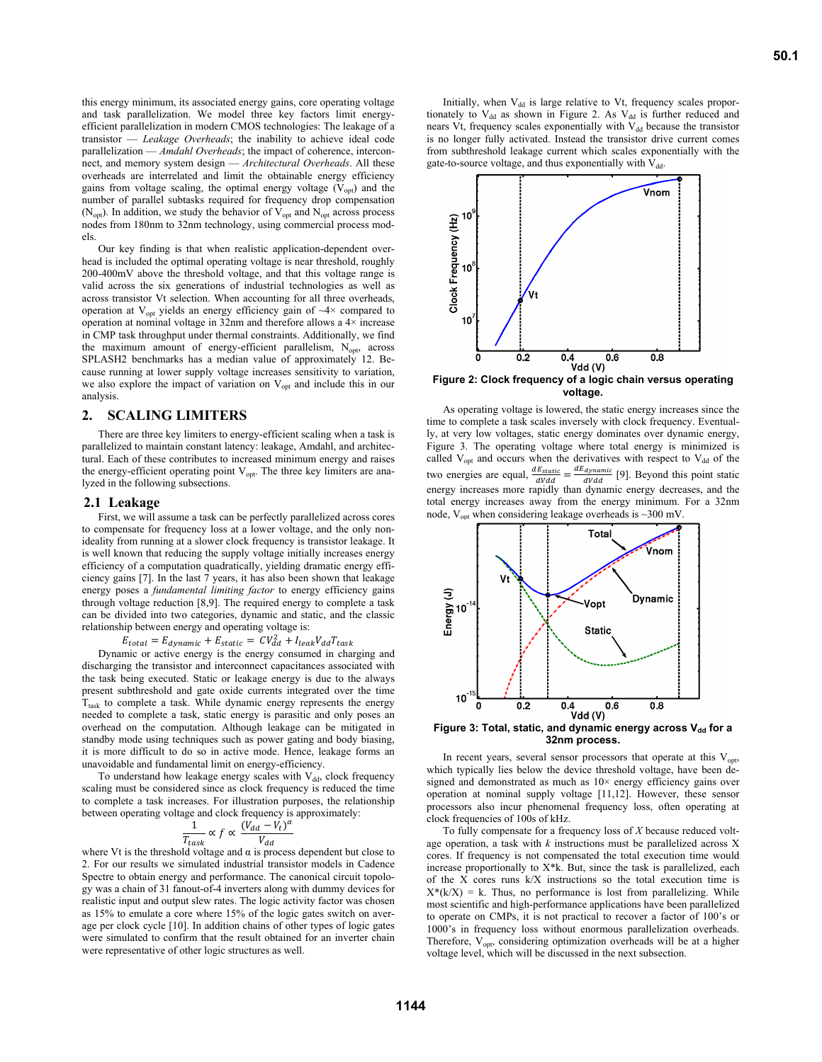this energy minimum, its associated energy gains, core operating voltage and task parallelization. We model three key factors limit energy-efficient parallelization in modern CMOS technologies: The leakage of a transistor — *Leakage Overheads*; the inability to achieve ideal code parallelization — *Amdahl Overheads*; the impact of coherence, interconnect, and memory system design — *Architectural Overheads*. All these overheads are interrelated and limit the obtainable energy efficiency gains from voltage scaling, the optimal energy voltage ($V_{opt}$) and the number of parallel subtasks required for frequency drop compensation ($N_{opt}$). In addition, we study the behavior of $V_{opt}$ and $N_{opt}$ across process nodes from 180nm to 32nm technology, using commercial process models.

Our key finding is that when realistic application-dependent overhead is included the optimal operating voltage is near threshold, roughly 200-400mV above the threshold voltage, and that this voltage range is valid across the six generations of industrial technologies as well as across transistor Vt selection. When accounting for all three overheads, operation at $V_{opt}$ yields an energy efficiency gain of ~4× compared to operation at nominal voltage in 32nm and therefore allows a 4× increase in CMP task throughput under thermal constraints. Additionally, we find the maximum amount of energy-efficient parallelism, $N_{opt}$, across SPLASH2 benchmarks has a median value of approximately 12. Because running at lower supply voltage increases sensitivity to variation, we also explore the impact of variation on $V_{opt}$ and include this in our analysis.

## 2. SCALING LIMITERS

There are three key limiters to energy-efficient scaling when a task is parallelized to maintain constant latency: leakage, Amdahl, and architectural. Each of these contributes to increased minimum energy and raises the energy-efficient operating point $V_{opt}$. The three key limiters are analyzed in the following subsections.

### 2.1 Leakage

First, we will assume a task can be perfectly parallelized across cores to compensate for frequency loss at a lower voltage, and the only non-ideality from running at a slower clock frequency is transistor leakage. It is well known that reducing the supply voltage initially increases energy efficiency of a computation quadratically, yielding dramatic energy efficiency gains [7]. In the last 7 years, it has also been shown that leakage energy poses a *fundamental limiting factor* to energy efficiency gains through voltage reduction [8,9]. The required energy to complete a task can be divided into two categories, dynamic and static, and the classic relationship between energy and operating voltage is:

$$E_{total} = E_{dynamic} + E_{static} = CV_{dd}^2 + I_{leak}V_{dd}T_{task}$$

Dynamic or active energy is the energy consumed in charging and discharging the transistor and interconnect capacitances associated with the task being executed. Static or leakage energy is due to the always present subthreshold and gate oxide currents integrated over the time $T_{task}$ to complete a task. While dynamic energy represents the energy needed to complete a task, static energy is parasitic and only poses an overhead on the computation. Although leakage can be mitigated in standby mode using techniques such as power gating and body biasing, it is more difficult to do so in active mode. Hence, leakage forms an unavoidable and fundamental limit on energy-efficiency.

To understand how leakage energy scales with $V_{dd}$, clock frequency scaling must be considered since as clock frequency is reduced the time to complete a task increases. For illustration purposes, the relationship between operating voltage and clock frequency is approximately:

$$\frac{1}{T_{task}} \propto f \propto \frac{(V_{dd} - V_t)^{\alpha}}{V_{dd}}$$

where Vt is the threshold voltage and α is process dependent but close to 2. For our results we simulated industrial transistor models in Cadence Spectre to obtain energy and performance. The canonical circuit topology was a chain of 31 fanout-of-4 inverters along with dummy devices for realistic input and output slew rates. The logic activity factor was chosen as 15% to emulate a core where 15% of the logic gates switch on average per clock cycle [10]. In addition chains of other types of logic gates were simulated to confirm that the result obtained for an inverter chain were representative of other logic structures as well.

Initially, when $V_{dd}$ is large relative to Vt, frequency scales proportionately to $V_{dd}$ as shown in Figure 2. As $V_{dd}$ is further reduced and nears Vt, frequency scales exponentially with $V_{dd}$ because the transistor is no longer fully activated. Instead the transistor drive current comes from subthreshold leakage current which scales exponentially with the gate-to-source voltage, and thus exponentially with $V_{dd}$.

**Figure 2: Clock frequency of a logic chain versus operating voltage.**

As operating voltage is lowered, the static energy increases since the time to complete a task scales inversely with clock frequency. Eventually, at very low voltages, static energy dominates over dynamic energy, Figure 3. The operating voltage where total energy is minimized is called $V_{opt}$ and occurs when the derivatives with respect to $V_{dd}$ of the two energies are equal, $\frac{dE_{static}}{dVdd} = \frac{dE_{dynamic}}{dVdd}$ [9]. Beyond this point static energy increases more rapidly than dynamic energy decreases, and the total energy increases away from the energy minimum. For a 32nm node, $V_{opt}$ when considering leakage overheads is ~300 mV.

**Figure 3: Total, static, and dynamic energy across $V_{dd}$ for a 32nm process.**

In recent years, several sensor processors that operate at this $V_{opt}$, which typically lies below the device threshold voltage, have been designed and demonstrated as much as 10× energy efficiency gains over operation at nominal supply voltage [11,12]. However, these sensor processors also incur phenomenal frequency loss, often operating at clock frequencies of 100s of kHz.

To fully compensate for a frequency loss of *X* because reduced voltage operation, a task with *k* instructions must be parallelized across X cores. If frequency is not compensated the total execution time would increase proportionally to X*k. But, since the task is parallelized, each of the X cores runs k/X instructions so the total execution time is X*(k/X) = k. Thus, no performance is lost from parallelizing. While most scientific and high-performance applications have been parallelized to operate on CMPs, it is not practical to recover a factor of 100's or 1000's in frequency loss without enormous parallelization overheads. Therefore, $V_{opt}$, considering optimization overheads will be at a higher voltage level, which will be discussed in the next subsection.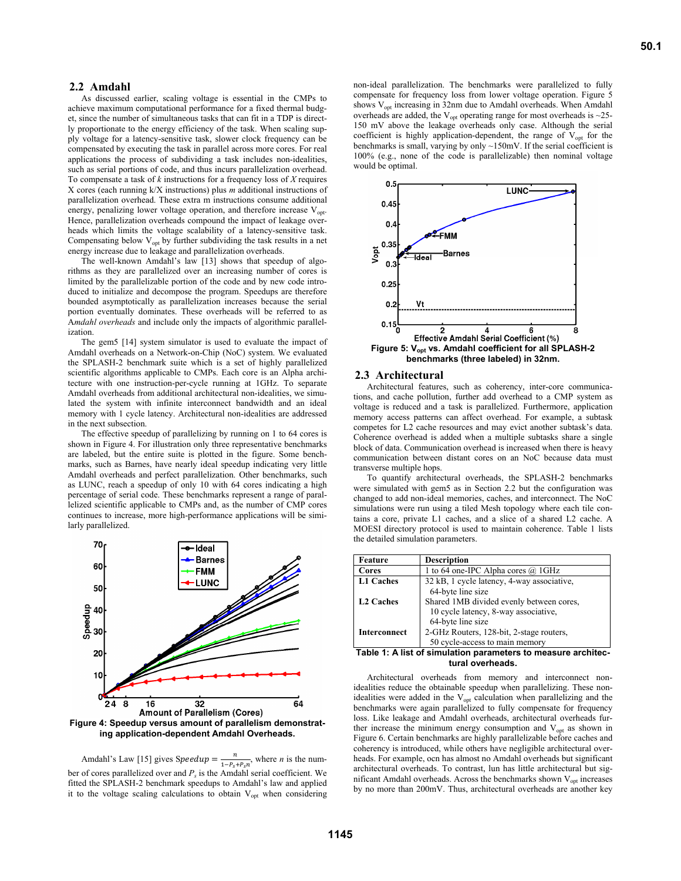## 2.2 Amdahl

As discussed earlier, scaling voltage is essential in the CMPs to achieve maximum computational performance for a fixed thermal budget, since the number of simultaneous tasks that can fit in a TDP is directly proportionate to the energy efficiency of the task. When scaling supply voltage for a latency-sensitive task, slower clock frequency can be compensated by executing the task in parallel across more cores. For real applications the process of subdividing a task includes non-idealities, such as serial portions of code, and thus incurs parallelization overhead. To compensate a task of *k* instructions for a frequency loss of *X* requires X cores (each running k/X instructions) plus *m* additional instructions of parallelization overhead. These extra m instructions consume additional energy, penalizing lower voltage operation, and therefore increase $V_{opt}$. Hence, parallelization overheads compound the impact of leakage overheads which limits the voltage scalability of a latency-sensitive task. Compensating below $V_{opt}$ by further subdividing the task results in a net energy increase due to leakage and parallelization overheads.

The well-known Amdahl's law [13] shows that speedup of algorithms as they are parallelized over an increasing number of cores is limited by the parallelizable portion of the code and by new code introduced to initialize and decompose the program. Speedups are therefore bounded asymptotically as parallelization increases because the serial portion eventually dominates. These overheads will be referred to as *Amdahl overheads* and include only the impacts of algorithmic parallelization.

The gem5 [14] system simulator is used to evaluate the impact of Amdahl overheads on a Network-on-Chip (NoC) system. We evaluated the SPLASH-2 benchmark suite which is a set of highly parallelized scientific algorithms applicable to CMPs. Each core is an Alpha architecture with one instruction-per-cycle running at 1GHz. To separate Amdahl overheads from additional architectural non-idealities, we simulated the system with infinite interconnect bandwidth and an ideal memory with 1 cycle latency. Architectural non-idealities are addressed in the next subsection.

The effective speedup of parallelizing by running on 1 to 64 cores is shown in Figure 4. For illustration only three representative benchmarks are labeled, but the entire suite is plotted in the figure. Some benchmarks, such as Barnes, have nearly ideal speedup indicating very little Amdahl overheads and perfect parallelization. Other benchmarks, such as LUNC, reach a speedup of only 10 with 64 cores indicating a high percentage of serial code. These benchmarks represent a range of parallelized scientific applicable to CMPs and, as the number of CMP cores continues to increase, more high-performance applications will be similarly parallelized.

**Figure 4: Speedup versus amount of parallelism demonstrating application-dependent Amdahl Overheads.**

Amdahl's Law [15] gives $Speedup = \frac{n}{1-P_s+P_s n}$, where *n* is the number of cores parallelized over and $P_s$ is the Amdahl serial coefficient. We fitted the SPLASH-2 benchmark speedups to Amdahl's law and applied it to the voltage scaling calculations to obtain $V_{opt}$ when considering non-ideal parallelization. The benchmarks were parallelized to fully compensate for frequency loss from lower voltage operation. Figure 5 shows $V_{opt}$ increasing in 32nm due to Amdahl overheads. When Amdahl overheads are added, the $V_{opt}$ operating range for most overheads is ~25-150 mV above the leakage overheads only case. Although the serial coefficient is highly application-dependent, the range of $V_{opt}$ for the benchmarks is small, varying by only ~150mV. If the serial coefficient is 100% (e.g., none of the code is parallelizable) then nominal voltage would be optimal.

**Figure 5: $V_{opt}$ vs. Amdahl coefficient for all SPLASH-2 benchmarks (three labeled) in 32nm.**

## 2.3 Architectural

Architectural features, such as coherency, inter-core communications, and cache pollution, further add overhead to a CMP system as voltage is reduced and a task is parallelized. Furthermore, application memory access patterns can affect overhead. For example, a subtask competes for L2 cache resources and may evict another subtask's data. Coherence overhead is added when a multiple subtasks share a single block of data. Communication overhead is increased when there is heavy communication between distant cores on an NoC because data must transverse multiple hops.

To quantify architectural overheads, the SPLASH-2 benchmarks were simulated with gem5 as in Section 2.2 but the configuration was changed to add non-ideal memories, caches, and interconnect. The NoC simulations were run using a tiled Mesh topology where each tile contains a core, private L1 caches, and a slice of a shared L2 cache. A MOESI directory protocol is used to maintain coherence. Table 1 lists the detailed simulation parameters.

| Feature | Description |
|---|---|
| Cores | 1 to 64 one-IPC Alpha cores @ 1GHz |
| L1 Caches | 32 kB, 1 cycle latency, 4-way associative, 64-byte line size |
| L2 Caches | Shared 1MB divided evenly between cores, 10 cycle latency, 8-way associative, 64-byte line size |
| Interconnect | 2-GHz Routers, 128-bit, 2-stage routers, 50 cycle-access to main memory |

**Table 1: A list of simulation parameters to measure architectural overheads.**

Architectural overheads from memory and interconnect non-idealities reduce the obtainable speedup when parallelizing. These non-idealities were added in the $V_{opt}$ calculation when parallelizing and the benchmarks were again parallelized to fully compensate for frequency loss. Like leakage and Amdahl overheads, architectural overheads further increase the minimum energy consumption and $V_{opt}$ as shown in Figure 6. Certain benchmarks are highly parallelizable before caches and coherency is introduced, while others have negligible architectural overheads. For example, ocn has almost no Amdahl overheads but significant architectural overheads. To contrast, lun has little architectural but significant Amdahl overheads. Across the benchmarks shown $V_{opt}$ increases by no more than 200mV. Thus, architectural overheads are another key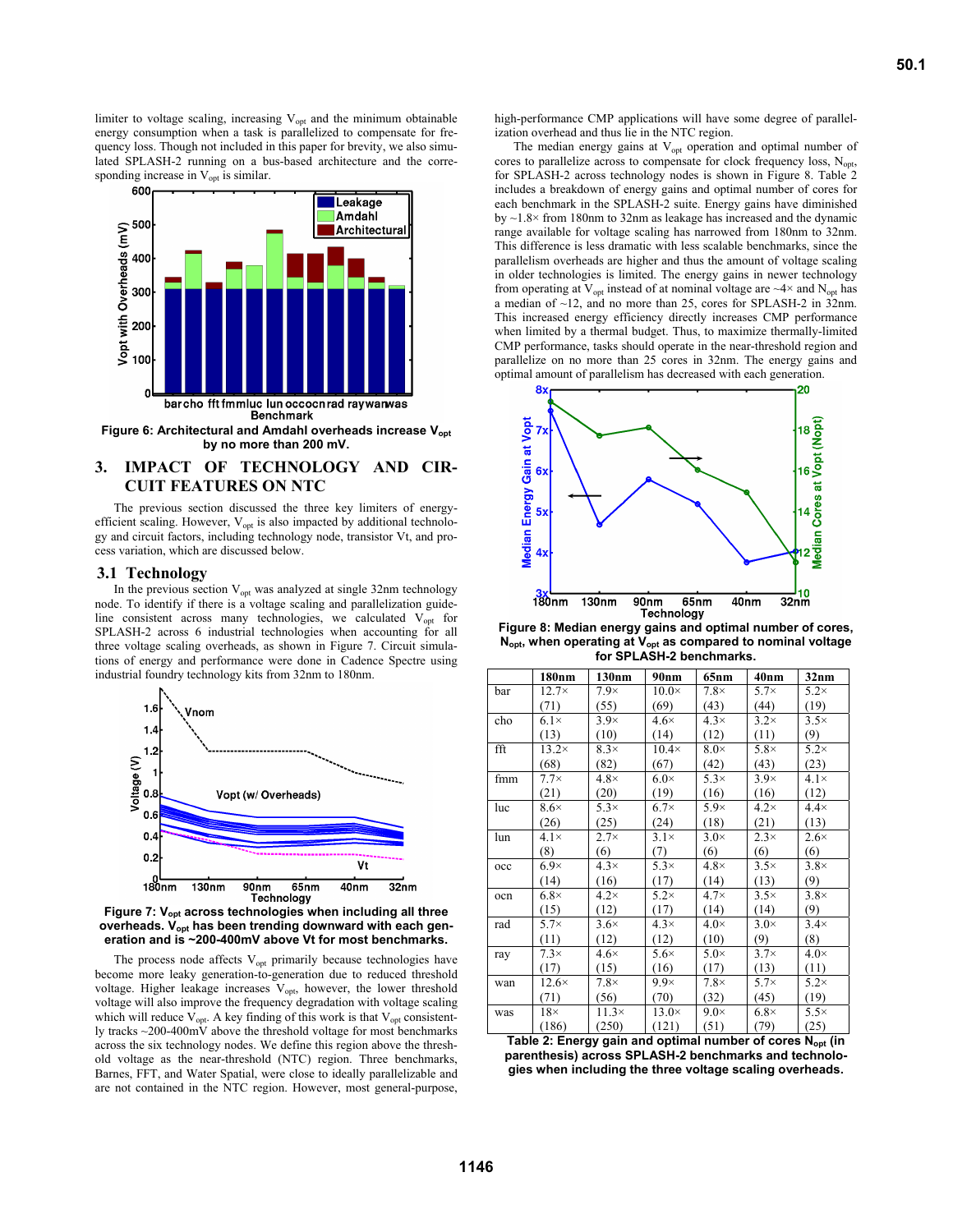limiter to voltage scaling, increasing $V_{opt}$ and the minimum obtainable energy consumption when a task is parallelized to compensate for frequency loss. Though not included in this paper for brevity, we also simulated SPLASH-2 running on a bus-based architecture and the corresponding increase in $V_{opt}$ is similar.

**Figure 6: Architectural and Amdahl overheads increase $V_{opt}$ by no more than 200 mV.**

## 3. IMPACT OF TECHNOLOGY AND CIRCUIT FEATURES ON NTC

The previous section discussed the three key limiters of energy-efficient scaling. However, $V_{opt}$ is also impacted by additional technology and circuit factors, including technology node, transistor Vt, and process variation, which are discussed below.

### 3.1 Technology

In the previous section $V_{opt}$ was analyzed at single 32nm technology node. To identify if there is a voltage scaling and parallelization guideline consistent across many technologies, we calculated $V_{opt}$ for SPLASH-2 across 6 industrial technologies when accounting for all three voltage scaling overheads, as shown in Figure 7. Circuit simulations of energy and performance were done in Cadence Spectre using industrial foundry technology kits from 32nm to 180nm.

**Figure 7: $V_{opt}$ across technologies when including all three overheads. $V_{opt}$ has been trending downward with each generation and is ~200-400mV above Vt for most benchmarks.**

The process node affects $V_{opt}$ primarily because technologies have become more leaky generation-to-generation due to reduced threshold voltage. Higher leakage increases $V_{opt}$, however, the lower threshold voltage will also improve the frequency degradation with voltage scaling which will reduce $V_{opt}$. A key finding of this work is that $V_{opt}$ consistently tracks ~200-400mV above the threshold voltage for most benchmarks across the six technology nodes. We define this region above the threshold voltage as the near-threshold (NTC) region. Three benchmarks, Barnes, FFT, and Water Spatial, were close to ideally parallelizable and are not contained in the NTC region. However, most general-purpose, high-performance CMP applications will have some degree of parallelization overhead and thus lie in the NTC region.

The median energy gains at $V_{opt}$ operation and optimal number of cores to parallelize across to compensate for clock frequency loss, $N_{opt}$, for SPLASH-2 across technology nodes is shown in Figure 8. Table 2 includes a breakdown of energy gains and optimal number of cores for each benchmark in the SPLASH-2 suite. Energy gains have diminished by ~1.8× from 180nm to 32nm as leakage has increased and the dynamic range available for voltage scaling has narrowed from 180nm to 32nm. This difference is less dramatic with less scalable benchmarks, since the parallelism overheads are higher and thus the amount of voltage scaling in older technologies is limited. The energy gains in newer technology from operating at $V_{opt}$ instead of at nominal voltage are ~4× and $N_{opt}$ has a median of ~12, and no more than 25, cores for SPLASH-2 in 32nm. This increased energy efficiency directly increases CMP performance when limited by a thermal budget. Thus, to maximize thermally-limited CMP performance, tasks should operate in the near-threshold region and parallelize on no more than 25 cores in 32nm. The energy gains and optimal amount of parallelism has decreased with each generation.

**Figure 8: Median energy gains and optimal number of cores, $N_{opt}$, when operating at $V_{opt}$ as compared to nominal voltage for SPLASH-2 benchmarks.**

| | 180nm | 130nm | 90nm | 65nm | 40nm | 32nm |
|---|---|---|---|---|---|---|
| bar | 12.7× (71) | 7.9× (55) | 10.0× (69) | 7.8× (43) | 5.7× (44) | 5.2× (19) |
| cho | 6.1× (13) | 3.9× (10) | 4.6× (14) | 4.3× (12) | 3.2× (11) | 3.5× (9) |
| fft | 13.2× (68) | 8.3× (82) | 10.4× (67) | 8.0× (42) | 5.8× (43) | 5.2× (23) |
| fmm | 7.7× (21) | 4.8× (20) | 6.0× (19) | 5.3× (16) | 3.9× (16) | 4.1× (12) |
| luc | 8.6× (26) | 5.3× (25) | 6.7× (24) | 5.9× (18) | 4.2× (21) | 4.4× (13) |
| lun | 4.1× (8) | 2.7× (6) | 3.1× (7) | 3.0× (6) | 2.3× (6) | 2.6× (6) |
| occ | 6.9× (14) | 4.3× (16) | 5.3× (17) | 4.8× (14) | 3.5× (13) | 3.8× (9) |
| ocn | 6.8× (15) | 4.2× (12) | 5.2× (17) | 4.7× (14) | 3.5× (14) | 3.8× (9) |
| rad | 5.7× (11) | 3.6× (12) | 4.3× (12) | 4.0× (10) | 3.0× (9) | 3.4× (8) |
| ray | 7.3× (17) | 4.6× (15) | 5.6× (16) | 5.0× (17) | 3.7× (13) | 4.0× (11) |
| wan | 12.6× (71) | 7.8× (56) | 9.9× (70) | 7.8× (32) | 5.7× (45) | 5.2× (19) |
| was | 18× (186) | 11.3× (250) | 13.0× (121) | 9.0× (51) | 6.8× (79) | 5.5× (25) |

**Table 2: Energy gain and optimal number of cores $N_{opt}$ (in parenthesis) across SPLASH-2 benchmarks and technologies when including the three voltage scaling overheads.**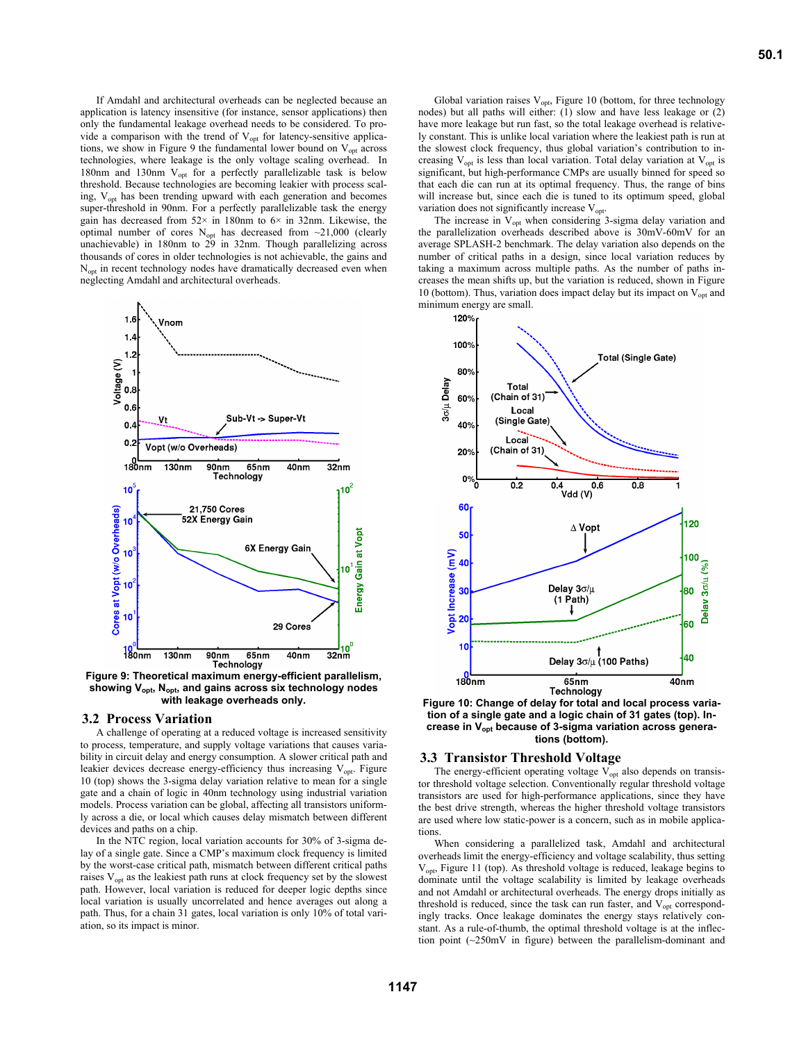If Amdahl and architectural overheads can be neglected because an application is latency insensitive (for instance, sensor applications) then only the fundamental leakage overhead needs to be considered. To provide a comparison with the trend of $V_{opt}$ for latency-sensitive applications, we show in Figure 9 the fundamental lower bound on $V_{opt}$ across technologies, where leakage is the only voltage scaling overhead. In 180nm and 130nm $V_{opt}$ for a perfectly parallelizable task is below threshold. Because technologies are becoming leakier with process scaling, $V_{opt}$ has been trending upward with each generation and becomes super-threshold in 90nm. For a perfectly parallelizable task the energy gain has decreased from 52× in 180nm to 6× in 32nm. Likewise, the optimal number of cores $N_{opt}$ has decreased from ~21,000 (clearly unachievable) in 180nm to 29 in 32nm. Though parallelizing across thousands of cores in older technologies is not achievable, the gains and $N_{opt}$ in recent technology nodes have dramatically decreased even when neglecting Amdahl and architectural overheads.

**Figure 9: Theoretical maximum energy-efficient parallelism, showing $V_{opt}$, $N_{opt}$, and gains across six technology nodes with leakage overheads only.**

## 3.2 Process Variation

A challenge of operating at a reduced voltage is increased sensitivity to process, temperature, and supply voltage variations that causes variability in circuit delay and energy consumption. A slower critical path and leakier devices decrease energy-efficiency thus increasing $V_{opt}$. Figure 10 (top) shows the 3-sigma delay variation relative to mean for a single gate and a chain of logic in 40nm technology using industrial variation models. Process variation can be global, affecting all transistors uniformly across a die, or local which causes delay mismatch between different devices and paths on a chip.

In the NTC region, local variation accounts for 30% of 3-sigma delay of a single gate. Since a CMP's maximum clock frequency is limited by the worst-case critical path, mismatch between different critical paths raises $V_{opt}$ as the leakiest path runs at clock frequency set by the slowest path. However, local variation is reduced for deeper logic depths since local variation is usually uncorrelated and hence averages out along a path. Thus, for a chain 31 gates, local variation is only 10% of total variation, so its impact is minor.

Global variation raises $V_{opt}$, Figure 10 (bottom, for three technology nodes) but all paths will either: (1) slow and have less leakage or (2) have more leakage but run fast, so the total leakage overhead is relatively constant. This is unlike local variation where the leakiest path is run at the slowest clock frequency, thus global variation's contribution to increasing $V_{opt}$ is less than local variation. Total delay variation at $V_{opt}$ is significant, but high-performance CMPs are usually binned for speed so that each die can run at its optimal frequency. Thus, the range of bins will increase but, since each die is tuned to its optimum speed, global variation does not significantly increase $V_{opt}$.

The increase in $V_{opt}$ when considering 3-sigma delay variation and the parallelization overheads described above is 30mV-60mV for an average SPLASH-2 benchmark. The delay variation also depends on the number of critical paths in a design, since local variation reduces by taking a maximum across multiple paths. As the number of paths increases the mean shifts up, but the variation is reduced, shown in Figure 10 (bottom). Thus, variation does impact delay but its impact on $V_{opt}$ and minimum energy are small.

**Figure 10: Change of delay for total and local process variation of a single gate and a logic chain of 31 gates (top). Increase in $V_{opt}$ because of 3-sigma variation across generations (bottom).**

## 3.3 Transistor Threshold Voltage

The energy-efficient operating voltage $V_{opt}$ also depends on transistor threshold voltage selection. Conventionally regular threshold voltage transistors are used for high-performance applications, since they have the best drive strength, whereas the higher threshold voltage transistors are used where low static-power is a concern, such as in mobile applications.

When considering a parallelized task, Amdahl and architectural overheads limit the energy-efficiency and voltage scalability, thus setting $V_{opt}$, Figure 11 (top). As threshold voltage is reduced, leakage begins to dominate until the voltage scalability is limited by leakage overheads and not Amdahl or architectural overheads. The energy drops initially as threshold is reduced, since the task can run faster, and $V_{opt}$ correspondingly tracks. Once leakage dominates the energy stays relatively constant. As a rule-of-thumb, the optimal threshold voltage is at the inflection point (~250mV in figure) between the parallelism-dominant and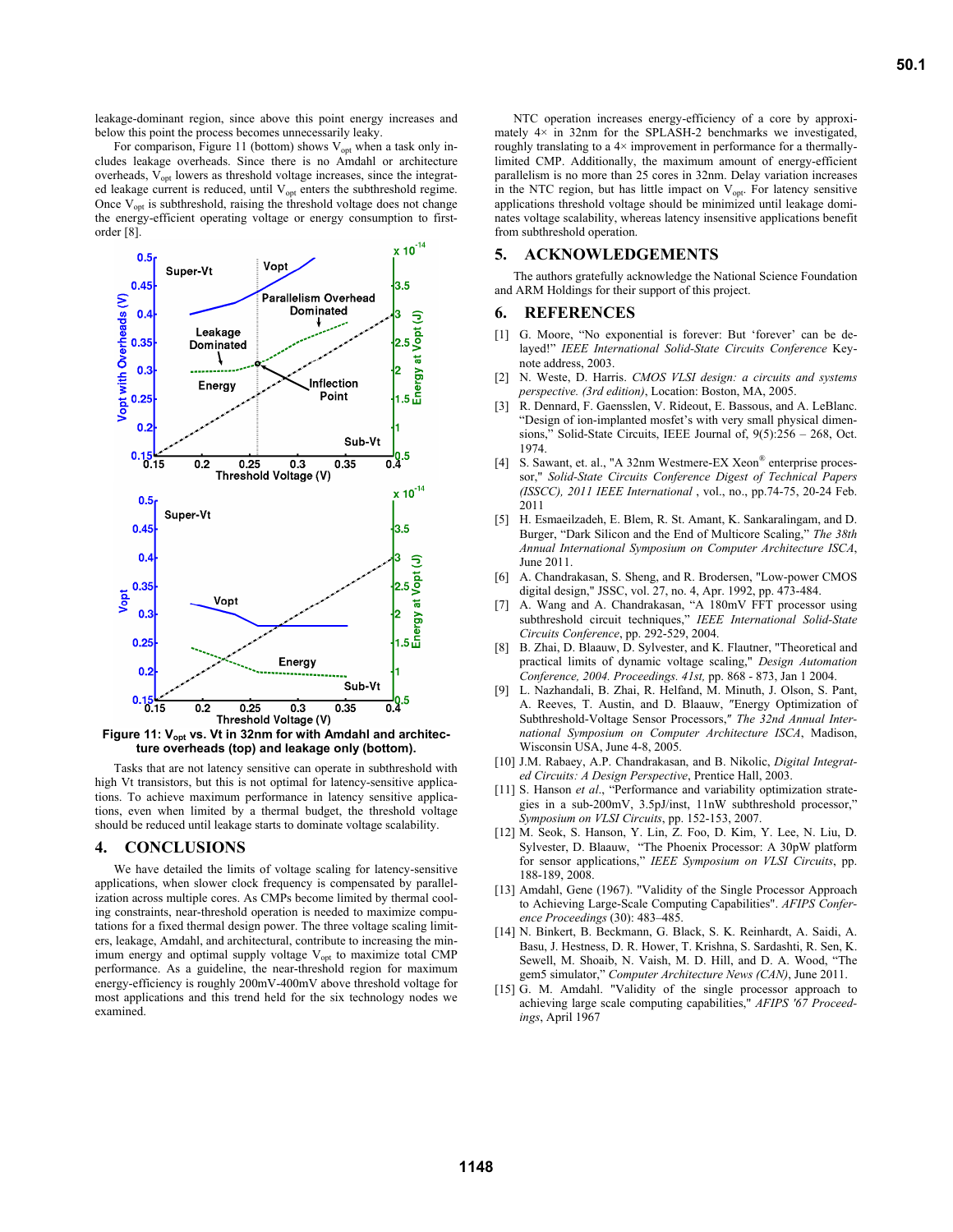leakage-dominant region, since above this point energy increases and below this point the process becomes unnecessarily leaky.

For comparison, Figure 11 (bottom) shows $V_{opt}$ when a task only includes leakage overheads. Since there is no Amdahl or architecture overheads, $V_{opt}$ lowers as threshold voltage increases, since the integrated leakage current is reduced, until $V_{opt}$ enters the subthreshold regime. Once $V_{opt}$ is subthreshold, raising the threshold voltage does not change the energy-efficient operating voltage or energy consumption to first-order [8].

x 10^-14
Super-Vt
Vopt
Parallelism Overhead Dominated
Leakage Dominated
Energy
Inflection Point
Sub-Vt
Vopt with Overheads (V)
Energy at Vopt (J)
0.5
0.45
0.4
0.35
0.3
0.25
0.2
0.15
3.5
3
2.5
2
1.5
1
0.5
0.15 0.2 0.25 0.3 0.35 0.4
Threshold Voltage (V)

x 10^-14
Super-Vt
Vopt
Energy
Sub-Vt
Vopt
Energy at Vopt (J)
0.5
0.45
0.4
0.35
0.3
0.25
0.2
0.15
3.5
3
2.5
2
1.5
1
0.5
0.15 0.2 0.25 0.3 0.35 0.4
Threshold Voltage (V)

**Figure 11: $V_{opt}$ vs. Vt in 32nm for with Amdahl and architecture overheads (top) and leakage only (bottom).**

Tasks that are not latency sensitive can operate in subthreshold with high Vt transistors, but this is not optimal for latency-sensitive applications. To achieve maximum performance in latency sensitive applications, even when limited by a thermal budget, the threshold voltage should be reduced until leakage starts to dominate voltage scalability.

## 4. CONCLUSIONS

We have detailed the limits of voltage scaling for latency-sensitive applications, when slower clock frequency is compensated by parallelization across multiple cores. As CMPs become limited by thermal cooling constraints, near-threshold operation is needed to maximize computations for a fixed thermal design power. The three voltage scaling limiters, leakage, Amdahl, and architectural, contribute to increasing the minimum energy and optimal supply voltage $V_{opt}$ to maximize total CMP performance. As a guideline, the near-threshold region for maximum energy-efficiency is roughly 200mV-400mV above threshold voltage for most applications and this trend held for the six technology nodes we examined.

NTC operation increases energy-efficiency of a core by approximately 4× in 32nm for the SPLASH-2 benchmarks we investigated, roughly translating to a 4× improvement in performance for a thermally-limited CMP. Additionally, the maximum amount of energy-efficient parallelism is no more than 25 cores in 32nm. Delay variation increases in the NTC region, but has little impact on $V_{opt}$. For latency sensitive applications threshold voltage should be minimized until leakage dominates voltage scalability, whereas latency insensitive applications benefit from subthreshold operation.

## 5. ACKNOWLEDGEMENTS

The authors gratefully acknowledge the National Science Foundation and ARM Holdings for their support of this project.

## 6. REFERENCES

[1] G. Moore, "No exponential is forever: But 'forever' can be delayed!" *IEEE International Solid-State Circuits Conference* Keynote address, 2003.

[2] N. Weste, D. Harris. *CMOS VLSI design: a circuits and systems perspective. (3rd edition)*, Location: Boston, MA, 2005.

[3] R. Dennard, F. Gaensslen, V. Rideout, E. Bassous, and A. LeBlanc. "Design of ion-implanted mosfet's with very small physical dimensions," Solid-State Circuits, IEEE Journal of, 9(5):256 – 268, Oct. 1974.

[4] S. Sawant, et. al., "A 32nm Westmere-EX Xeon® enterprise processor," *Solid-State Circuits Conference Digest of Technical Papers (ISSCC), 2011 IEEE International* , vol., no., pp.74-75, 20-24 Feb. 2011

[5] H. Esmaeilzadeh, E. Blem, R. St. Amant, K. Sankaralingam, and D. Burger, "Dark Silicon and the End of Multicore Scaling," *The 38th Annual International Symposium on Computer Architecture ISCA*, June 2011.

[6] A. Chandrakasan, S. Sheng, and R. Brodersen, "Low-power CMOS digital design," JSSC, vol. 27, no. 4, Apr. 1992, pp. 473-484.

[7] A. Wang and A. Chandrakasan, "A 180mV FFT processor using subthreshold circuit techniques," *IEEE International Solid-State Circuits Conference*, pp. 292-529, 2004.

[8] B. Zhai, D. Blaauw, D. Sylvester, and K. Flautner, "Theoretical and practical limits of dynamic voltage scaling," *Design Automation Conference, 2004. Proceedings. 41st,* pp. 868 - 873, Jan 1 2004.

[9] L. Nazhandali, B. Zhai, R. Helfand, M. Minuth, J. Olson, S. Pant, A. Reeves, T. Austin, and D. Blaauw, "Energy Optimization of Subthreshold-Voltage Sensor Processors," *The 32nd Annual International Symposium on Computer Architecture ISCA*, Madison, Wisconsin USA, June 4-8, 2005.

[10] J.M. Rabaey, A.P. Chandrakasan, and B. Nikolic, *Digital Integrated Circuits: A Design Perspective*, Prentice Hall, 2003.

[11] S. Hanson *et al*., "Performance and variability optimization strategies in a sub-200mV, 3.5pJ/inst, 11nW subthreshold processor," *Symposium on VLSI Circuits*, pp. 152-153, 2007.

[12] M. Seok, S. Hanson, Y. Lin, Z. Foo, D. Kim, Y. Lee, N. Liu, D. Sylvester, D. Blaauw, "The Phoenix Processor: A 30pW platform for sensor applications," *IEEE Symposium on VLSI Circuits*, pp. 188-189, 2008.

[13] Amdahl, Gene (1967). "Validity of the Single Processor Approach to Achieving Large-Scale Computing Capabilities". *AFIPS Conference Proceedings* (30): 483–485.

[14] N. Binkert, B. Beckmann, G. Black, S. K. Reinhardt, A. Saidi, A. Basu, J. Hestness, D. R. Hower, T. Krishna, S. Sardashti, R. Sen, K. Sewell, M. Shoaib, N. Vaish, M. D. Hill, and D. A. Wood, "The gem5 simulator," *Computer Architecture News (CAN)*, June 2011.

[15] G. M. Amdahl. "Validity of the single processor approach to achieving large scale computing capabilities," *AFIPS '67 Proceedings*, April 1967